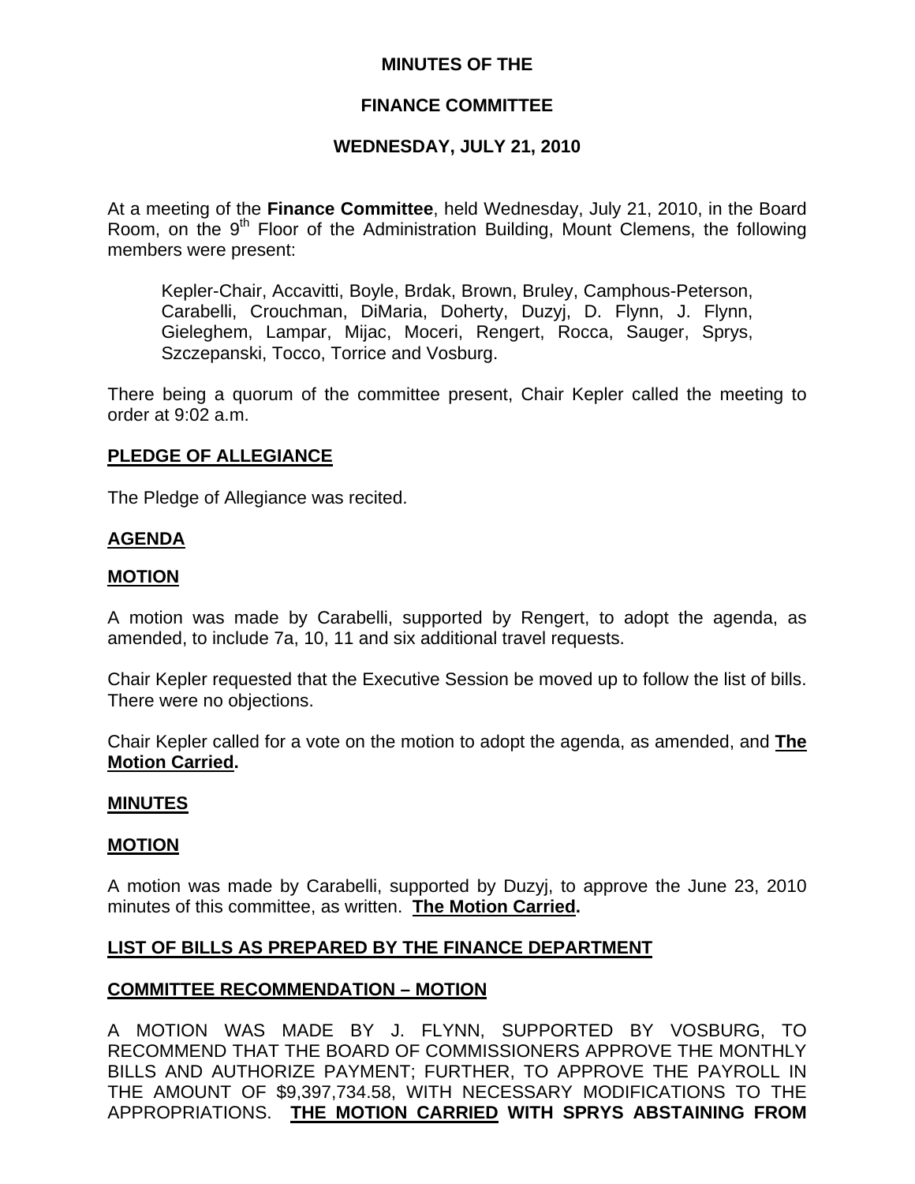# MINUTES OF THE

## FINANCE COMMITTEE

## WEDNESDAY, JULY 21, 2010

At a meeting of the **Finance Committee**, held Wednesday, July 21, 2010, in the Board Room, on the 9th Floor of the Administration Building, Mount Clemens, the following members were present:

> Kepler-Chair, Accavitti, Boyle, Brdak, Brown, Bruley, Camphous-Peterson, Carabelli, Crouchman, DiMaria, Doherty, Duzyj, D. Flynn, J. Flynn, Gieleghem, Lampar, Mijac, Moceri, Rengert, Rocca, Sauger, Sprys, Szczepanski, Tocco, Torrice and Vosburg.

There being a quorum of the committee present, Chair Kepler called the meeting to order at 9:02 a.m.

**PLEDGE OF ALLEGIANCE**

The Pledge of Allegiance was recited.

**AGENDA**

**MOTION**

A motion was made by Carabelli, supported by Rengert, to adopt the agenda, as amended, to include 7a, 10, 11 and six additional travel requests.

Chair Kepler requested that the Executive Session be moved up to follow the list of bills. There were no objections.

Chair Kepler called for a vote on the motion to adopt the agenda, as amended, and **The Motion Carried.**

**MINUTES**

**MOTION**

A motion was made by Carabelli, supported by Duzyj, to approve the June 23, 2010 minutes of this committee, as written. **The Motion Carried.**

**LIST OF BILLS AS PREPARED BY THE FINANCE DEPARTMENT**

**COMMITTEE RECOMMENDATION – MOTION**

A MOTION WAS MADE BY J. FLYNN, SUPPORTED BY VOSBURG, TO RECOMMEND THAT THE BOARD OF COMMISSIONERS APPROVE THE MONTHLY BILLS AND AUTHORIZE PAYMENT; FURTHER, TO APPROVE THE PAYROLL IN THE AMOUNT OF $9,397,734.58, WITH NECESSARY MODIFICATIONS TO THE APPROPRIATIONS. **THE MOTION CARRIED WITH SPRYS ABSTAINING FROM**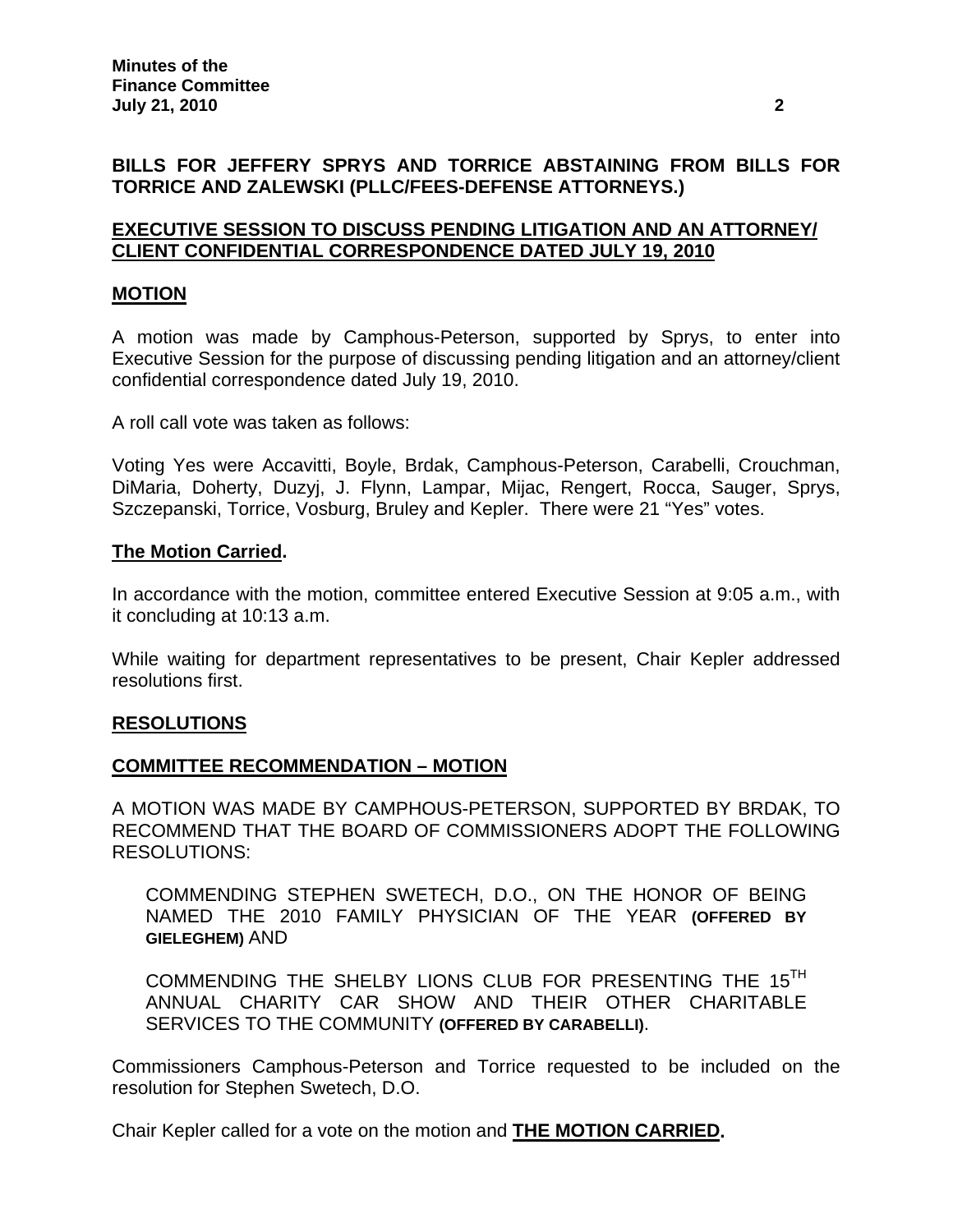**BILLS FOR JEFFERY SPRYS AND TORRICE ABSTAINING FROM BILLS FOR TORRICE AND ZALEWSKI (PLLC/FEES-DEFENSE ATTORNEYS.)**

## EXECUTIVE SESSION TO DISCUSS PENDING LITIGATION AND AN ATTORNEY/ CLIENT CONFIDENTIAL CORRESPONDENCE DATED JULY 19, 2010

### MOTION

A motion was made by Camphous-Peterson, supported by Sprys, to enter into Executive Session for the purpose of discussing pending litigation and an attorney/client confidential correspondence dated July 19, 2010.

A roll call vote was taken as follows:

Voting Yes were Accavitti, Boyle, Brdak, Camphous-Peterson, Carabelli, Crouchman, DiMaria, Doherty, Duzyj, J. Flynn, Lampar, Mijac, Rengert, Rocca, Sauger, Sprys, Szczepanski, Torrice, Vosburg, Bruley and Kepler. There were 21 "Yes" votes.

**The Motion Carried.**

In accordance with the motion, committee entered Executive Session at 9:05 a.m., with it concluding at 10:13 a.m.

While waiting for department representatives to be present, Chair Kepler addressed resolutions first.

## RESOLUTIONS

### COMMITTEE RECOMMENDATION – MOTION

A MOTION WAS MADE BY CAMPHOUS-PETERSON, SUPPORTED BY BRDAK, TO RECOMMEND THAT THE BOARD OF COMMISSIONERS ADOPT THE FOLLOWING RESOLUTIONS:

COMMENDING STEPHEN SWETECH, D.O., ON THE HONOR OF BEING NAMED THE 2010 FAMILY PHYSICIAN OF THE YEAR **(OFFERED BY GIELEGHEM)** AND

COMMENDING THE SHELBY LIONS CLUB FOR PRESENTING THE 15TH ANNUAL CHARITY CAR SHOW AND THEIR OTHER CHARITABLE SERVICES TO THE COMMUNITY **(OFFERED BY CARABELLI)**.

Commissioners Camphous-Peterson and Torrice requested to be included on the resolution for Stephen Swetech, D.O.

Chair Kepler called for a vote on the motion and **THE MOTION CARRIED.**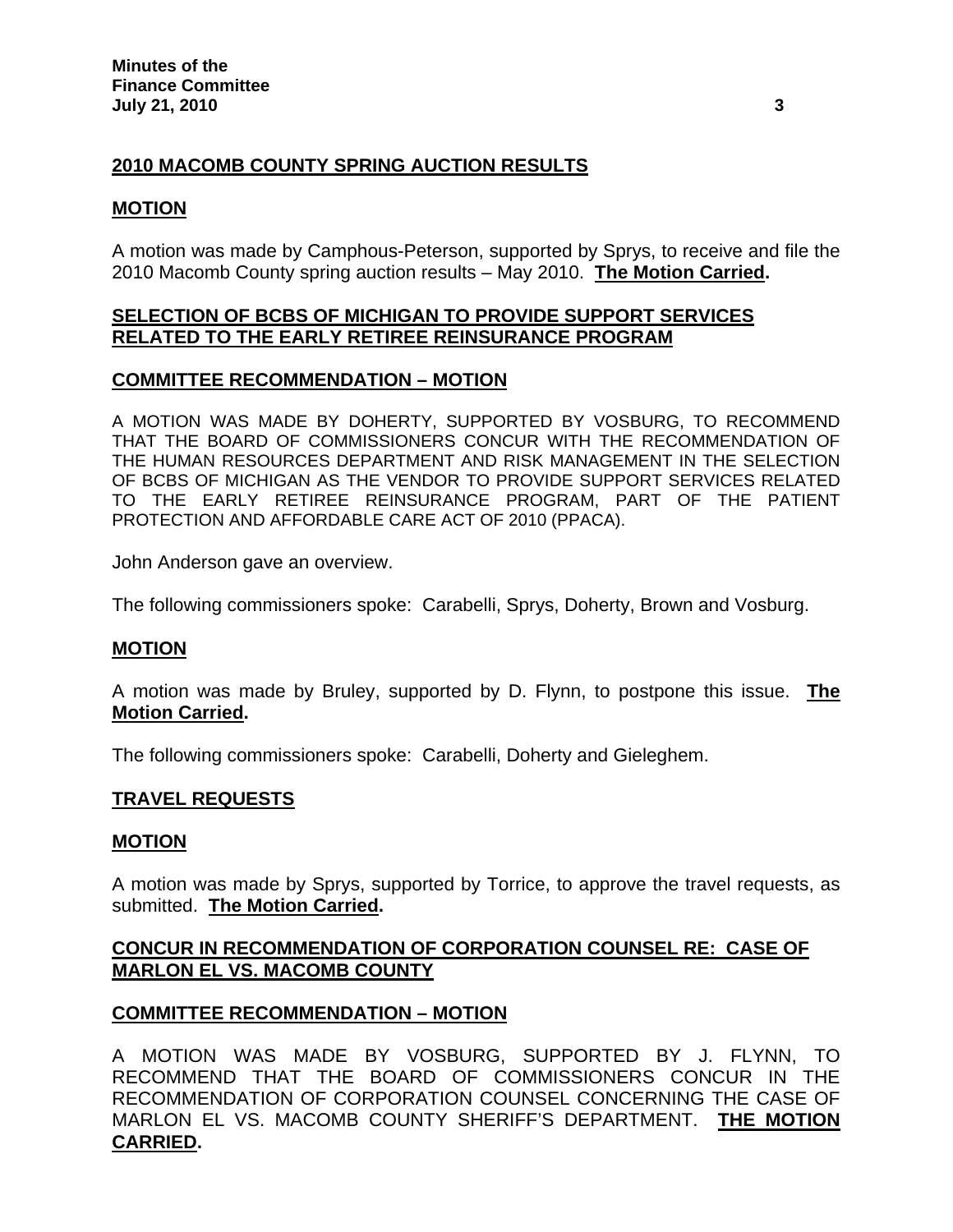## 2010 MACOMB COUNTY SPRING AUCTION RESULTS

### MOTION

A motion was made by Camphous-Peterson, supported by Sprys, to receive and file the 2010 Macomb County spring auction results – May 2010. **The Motion Carried.**

## SELECTION OF BCBS OF MICHIGAN TO PROVIDE SUPPORT SERVICES RELATED TO THE EARLY RETIREE REINSURANCE PROGRAM

### COMMITTEE RECOMMENDATION – MOTION

A MOTION WAS MADE BY DOHERTY, SUPPORTED BY VOSBURG, TO RECOMMEND THAT THE BOARD OF COMMISSIONERS CONCUR WITH THE RECOMMENDATION OF THE HUMAN RESOURCES DEPARTMENT AND RISK MANAGEMENT IN THE SELECTION OF BCBS OF MICHIGAN AS THE VENDOR TO PROVIDE SUPPORT SERVICES RELATED TO THE EARLY RETIREE REINSURANCE PROGRAM, PART OF THE PATIENT PROTECTION AND AFFORDABLE CARE ACT OF 2010 (PPACA).

John Anderson gave an overview.

The following commissioners spoke: Carabelli, Sprys, Doherty, Brown and Vosburg.

### MOTION

A motion was made by Bruley, supported by D. Flynn, to postpone this issue. **The Motion Carried.**

The following commissioners spoke: Carabelli, Doherty and Gieleghem.

## TRAVEL REQUESTS

### MOTION

A motion was made by Sprys, supported by Torrice, to approve the travel requests, as submitted. **The Motion Carried.**

## CONCUR IN RECOMMENDATION OF CORPORATION COUNSEL RE: CASE OF MARLON EL VS. MACOMB COUNTY

### COMMITTEE RECOMMENDATION – MOTION

A MOTION WAS MADE BY VOSBURG, SUPPORTED BY J. FLYNN, TO RECOMMEND THAT THE BOARD OF COMMISSIONERS CONCUR IN THE RECOMMENDATION OF CORPORATION COUNSEL CONCERNING THE CASE OF MARLON EL VS. MACOMB COUNTY SHERIFF'S DEPARTMENT. **THE MOTION CARRIED.**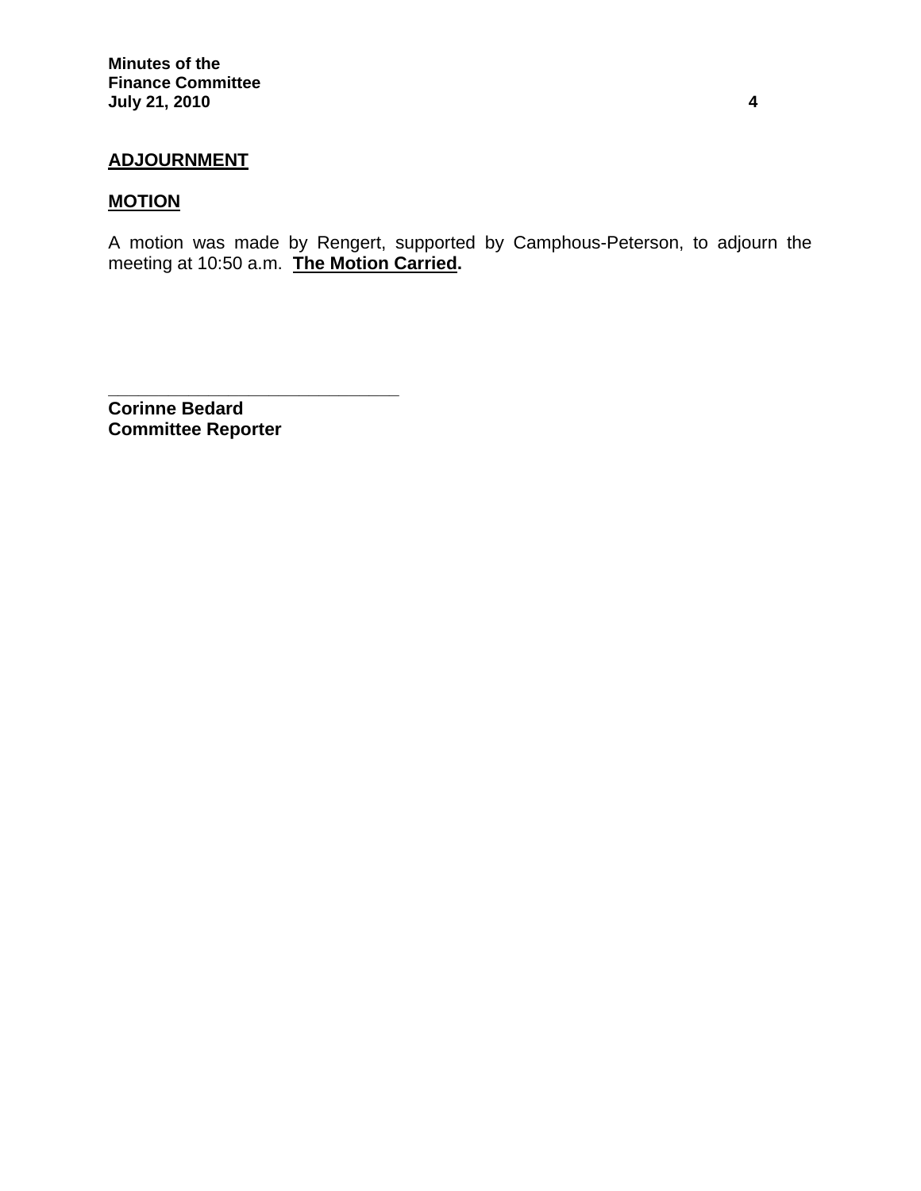## ADJOURNMENT

### MOTION

A motion was made by Rengert, supported by Camphous-Peterson, to adjourn the meeting at 10:50 a.m.  **The Motion Carried.**

______________________________
**Corinne Bedard**
**Committee Reporter**